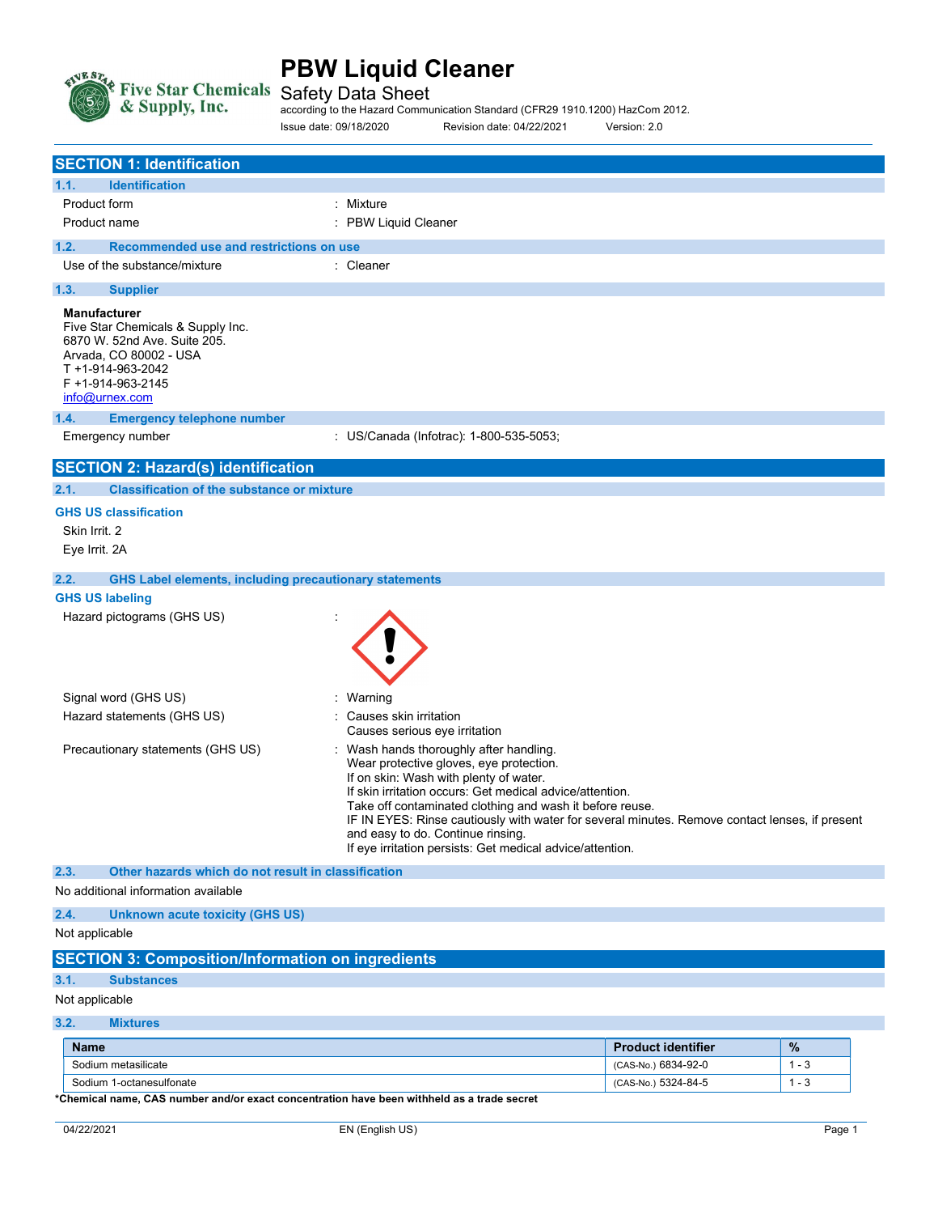# PBW Liquid Cleaner

Five Star Chemicals & Supply, Inc.

Safety Data Sheet

according to the Hazard Communication Standard (CFR29 1910.1200) HazCom 2012.

Issue date: 09/18/2020 Revision date: 04/22/2021 Version: 2.0

## SECTION 1: Identification

### 1.1. Identification

Product form : Mixture

Product name : PBW Liquid Cleaner

### 1.2. Recommended use and restrictions on use

Use of the substance/mixture : Cleaner

### 1.3. Supplier

**Manufacturer**
Five Star Chemicals & Supply Inc.
6870 W. 52nd Ave. Suite 205.
Arvada, CO 80002 - USA
T +1-914-963-2042
F +1-914-963-2145
info@urnex.com

### 1.4. Emergency telephone number

Emergency number : US/Canada (Infotrac): 1-800-535-5053;

## SECTION 2: Hazard(s) identification

### 2.1. Classification of the substance or mixture

**GHS US classification**

Skin Irrit. 2

Eye Irrit. 2A

### 2.2. GHS Label elements, including precautionary statements

**GHS US labeling**

Hazard pictograms (GHS US) :

Signal word (GHS US) : Warning

Hazard statements (GHS US) : Causes skin irritation
Causes serious eye irritation

Precautionary statements (GHS US) : Wash hands thoroughly after handling.
Wear protective gloves, eye protection.
If on skin: Wash with plenty of water.
If skin irritation occurs: Get medical advice/attention.
Take off contaminated clothing and wash it before reuse.
IF IN EYES: Rinse cautiously with water for several minutes. Remove contact lenses, if present and easy to do. Continue rinsing.
If eye irritation persists: Get medical advice/attention.

### 2.3. Other hazards which do not result in classification

No additional information available

### 2.4. Unknown acute toxicity (GHS US)

Not applicable

## SECTION 3: Composition/Information on ingredients

### 3.1. Substances

Not applicable

### 3.2. Mixtures

| Name | Product identifier | % |
|---|---|---|
| Sodium metasilicate | (CAS-No.) 6834-92-0 | 1 - 3 |
| Sodium 1-octanesulfonate | (CAS-No.) 5324-84-5 | 1 - 3 |

**\*Chemical name, CAS number and/or exact concentration have been withheld as a trade secret**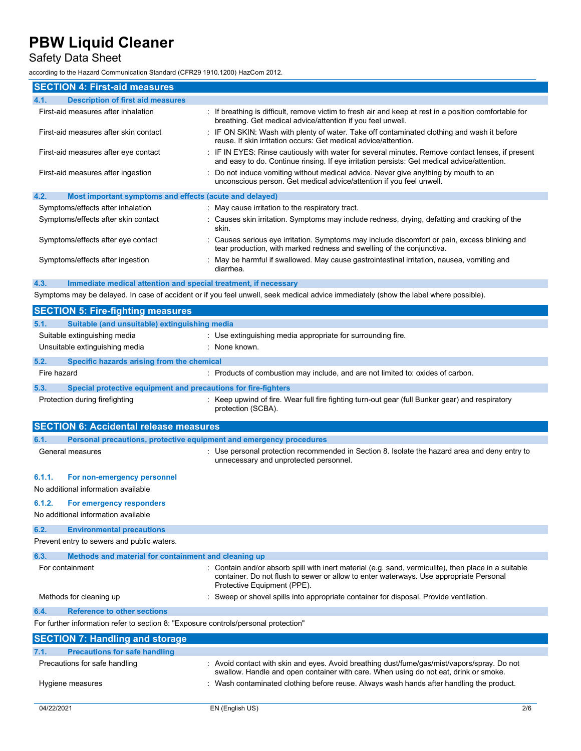## SECTION 4: First-aid measures

### 4.1. Description of first aid measures

| | |
|---|---|
| First-aid measures after inhalation | : If breathing is difficult, remove victim to fresh air and keep at rest in a position comfortable for breathing. Get medical advice/attention if you feel unwell. |
| First-aid measures after skin contact | : IF ON SKIN: Wash with plenty of water. Take off contaminated clothing and wash it before reuse. If skin irritation occurs: Get medical advice/attention. |
| First-aid measures after eye contact | : IF IN EYES: Rinse cautiously with water for several minutes. Remove contact lenses, if present and easy to do. Continue rinsing. If eye irritation persists: Get medical advice/attention. |
| First-aid measures after ingestion | : Do not induce vomiting without medical advice. Never give anything by mouth to an unconscious person. Get medical advice/attention if you feel unwell. |

### 4.2. Most important symptoms and effects (acute and delayed)

| | |
|---|---|
| Symptoms/effects after inhalation | : May cause irritation to the respiratory tract. |
| Symptoms/effects after skin contact | : Causes skin irritation. Symptoms may include redness, drying, defatting and cracking of the skin. |
| Symptoms/effects after eye contact | : Causes serious eye irritation. Symptoms may include discomfort or pain, excess blinking and tear production, with marked redness and swelling of the conjunctiva. |
| Symptoms/effects after ingestion | : May be harmful if swallowed. May cause gastrointestinal irritation, nausea, vomiting and diarrhea. |

### 4.3. Immediate medical attention and special treatment, if necessary

Symptoms may be delayed. In case of accident or if you feel unwell, seek medical advice immediately (show the label where possible).

## SECTION 5: Fire-fighting measures

### 5.1. Suitable (and unsuitable) extinguishing media

| | |
|---|---|
| Suitable extinguishing media | : Use extinguishing media appropriate for surrounding fire. |
| Unsuitable extinguishing media | : None known. |

### 5.2. Specific hazards arising from the chemical

| | |
|---|---|
| Fire hazard | : Products of combustion may include, and are not limited to: oxides of carbon. |

### 5.3. Special protective equipment and precautions for fire-fighters

| | |
|---|---|
| Protection during firefighting | : Keep upwind of fire. Wear full fire fighting turn-out gear (full Bunker gear) and respiratory protection (SCBA). |

## SECTION 6: Accidental release measures

### 6.1. Personal precautions, protective equipment and emergency procedures

| | |
|---|---|
| General measures | : Use personal protection recommended in Section 8. Isolate the hazard area and deny entry to unnecessary and unprotected personnel. |

#### 6.1.1. For non-emergency personnel

No additional information available

#### 6.1.2. For emergency responders

No additional information available

### 6.2. Environmental precautions

Prevent entry to sewers and public waters.

### 6.3. Methods and material for containment and cleaning up

| | |
|---|---|
| For containment | : Contain and/or absorb spill with inert material (e.g. sand, vermiculite), then place in a suitable container. Do not flush to sewer or allow to enter waterways. Use appropriate Personal Protective Equipment (PPE). |
| Methods for cleaning up | : Sweep or shovel spills into appropriate container for disposal. Provide ventilation. |

### 6.4. Reference to other sections

For further information refer to section 8: "Exposure controls/personal protection"

## SECTION 7: Handling and storage

### 7.1. Precautions for safe handling

| | |
|---|---|
| Precautions for safe handling | : Avoid contact with skin and eyes. Avoid breathing dust/fume/gas/mist/vapors/spray. Do not swallow. Handle and open container with care. When using do not eat, drink or smoke. |
| Hygiene measures | : Wash contaminated clothing before reuse. Always wash hands after handling the product. |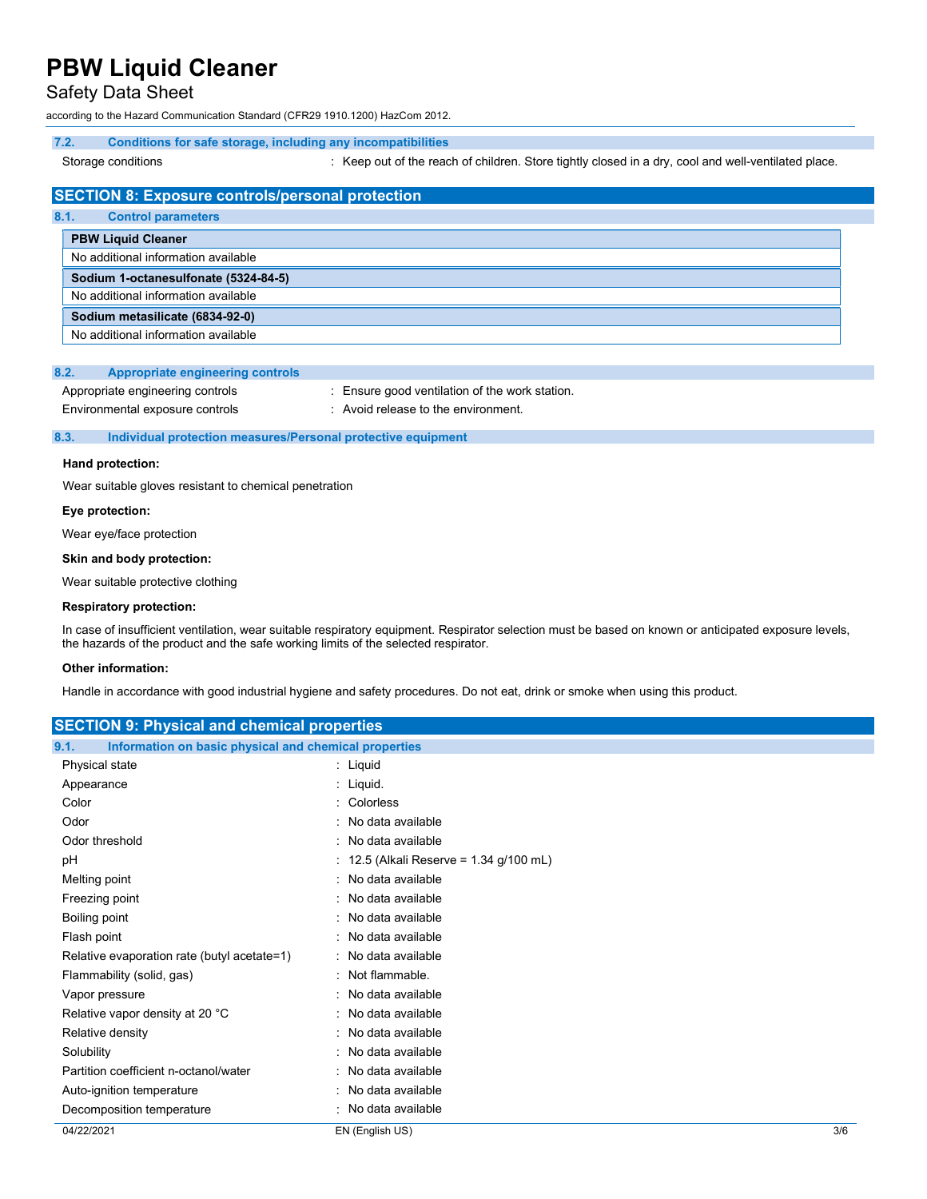### 7.2. Conditions for safe storage, including any incompatibilities

| | |
|---|---|
| Storage conditions | : Keep out of the reach of children. Store tightly closed in a dry, cool and well-ventilated place. |

## SECTION 8: Exposure controls/personal protection

### 8.1. Control parameters

| **PBW Liquid Cleaner** |
|---|
| No additional information available |
| **Sodium 1-octanesulfonate (5324-84-5)** |
| No additional information available |
| **Sodium metasilicate (6834-92-0)** |
| No additional information available |

### 8.2. Appropriate engineering controls

| | |
|---|---|
| Appropriate engineering controls | : Ensure good ventilation of the work station. |
| Environmental exposure controls | : Avoid release to the environment. |

### 8.3. Individual protection measures/Personal protective equipment

**Hand protection:**

Wear suitable gloves resistant to chemical penetration

**Eye protection:**

Wear eye/face protection

**Skin and body protection:**

Wear suitable protective clothing

**Respiratory protection:**

In case of insufficient ventilation, wear suitable respiratory equipment. Respirator selection must be based on known or anticipated exposure levels, the hazards of the product and the safe working limits of the selected respirator.

**Other information:**

Handle in accordance with good industrial hygiene and safety procedures. Do not eat, drink or smoke when using this product.

## SECTION 9: Physical and chemical properties

### 9.1. Information on basic physical and chemical properties

| | |
|---|---|
| Physical state | : Liquid |
| Appearance | : Liquid. |
| Color | : Colorless |
| Odor | : No data available |
| Odor threshold | : No data available |
| pH | : 12.5 (Alkali Reserve = 1.34 g/100 mL) |
| Melting point | : No data available |
| Freezing point | : No data available |
| Boiling point | : No data available |
| Flash point | : No data available |
| Relative evaporation rate (butyl acetate=1) | : No data available |
| Flammability (solid, gas) | : Not flammable. |
| Vapor pressure | : No data available |
| Relative vapor density at 20 °C | : No data available |
| Relative density | : No data available |
| Solubility | : No data available |
| Partition coefficient n-octanol/water | : No data available |
| Auto-ignition temperature | : No data available |
| Decomposition temperature | : No data available |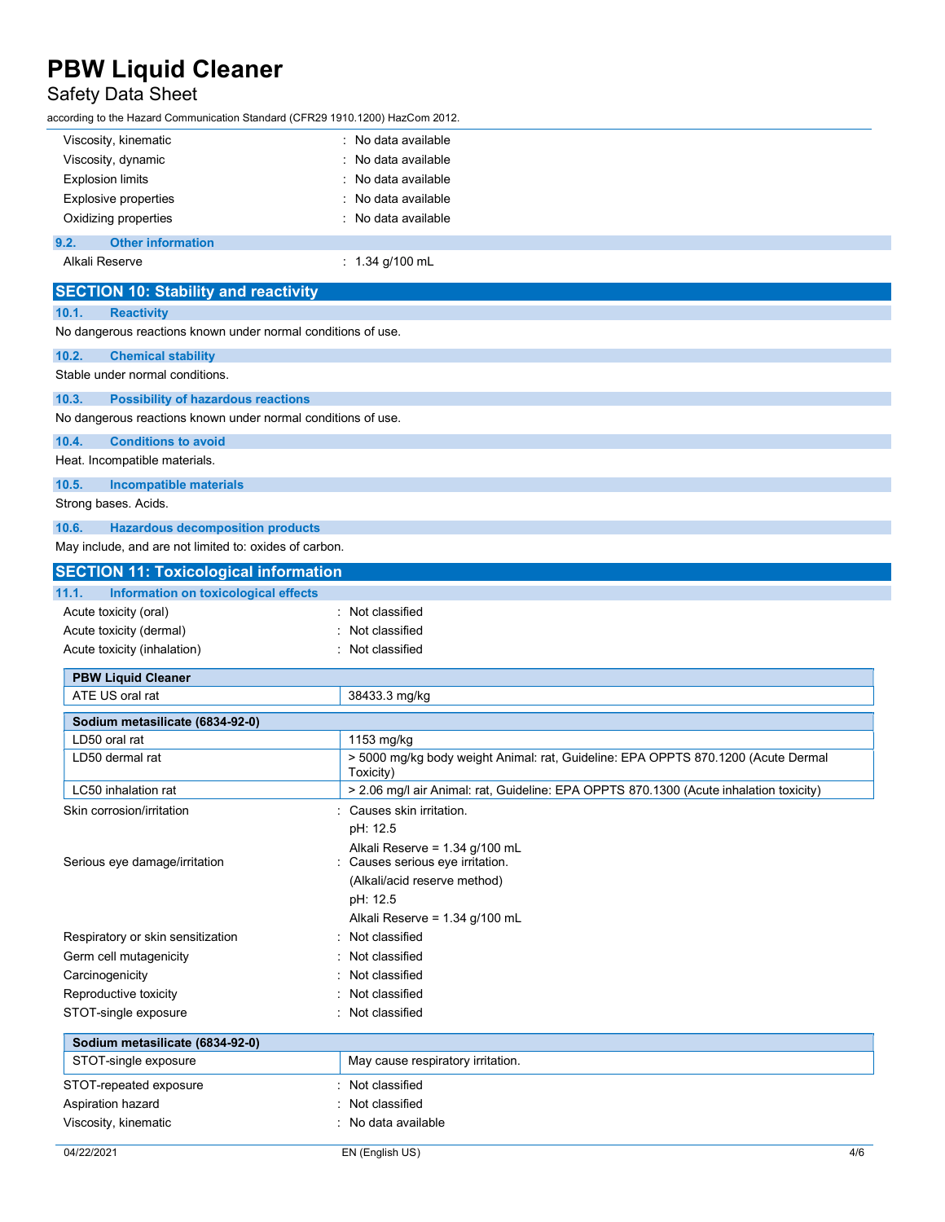| | |
|---|---|
| Viscosity, kinematic | : No data available |
| Viscosity, dynamic | : No data available |
| Explosion limits | : No data available |
| Explosive properties | : No data available |
| Oxidizing properties | : No data available |

### 9.2. Other information

| | |
|---|---|
| Alkali Reserve | : 1.34 g/100 mL |

## SECTION 10: Stability and reactivity

### 10.1. Reactivity

No dangerous reactions known under normal conditions of use.

### 10.2. Chemical stability

Stable under normal conditions.

### 10.3. Possibility of hazardous reactions

No dangerous reactions known under normal conditions of use.

### 10.4. Conditions to avoid

Heat. Incompatible materials.

### 10.5. Incompatible materials

Strong bases. Acids.

### 10.6. Hazardous decomposition products

May include, and are not limited to: oxides of carbon.

## SECTION 11: Toxicological information

### 11.1. Information on toxicological effects

| | |
|---|---|
| Acute toxicity (oral) | : Not classified |
| Acute toxicity (dermal) | : Not classified |
| Acute toxicity (inhalation) | : Not classified |

| **PBW Liquid Cleaner** | |
|---|---|
| ATE US oral rat | 38433.3 mg/kg |

| **Sodium metasilicate (6834-92-0)** | |
|---|---|
| LD50 oral rat | 1153 mg/kg |
| LD50 dermal rat | > 5000 mg/kg body weight Animal: rat, Guideline: EPA OPPTS 870.1200 (Acute Dermal Toxicity) |
| LC50 inhalation rat | > 2.06 mg/l air Animal: rat, Guideline: EPA OPPTS 870.1300 (Acute inhalation toxicity) |

| | |
|---|---|
| Skin corrosion/irritation | : Causes skin irritation.<br>pH: 12.5<br>Alkali Reserve = 1.34 g/100 mL |
| Serious eye damage/irritation | : Causes serious eye irritation.<br>(Alkali/acid reserve method)<br>pH: 12.5<br>Alkali Reserve = 1.34 g/100 mL |
| Respiratory or skin sensitization | : Not classified |
| Germ cell mutagenicity | : Not classified |
| Carcinogenicity | : Not classified |
| Reproductive toxicity | : Not classified |
| STOT-single exposure | : Not classified |

| **Sodium metasilicate (6834-92-0)** | |
|---|---|
| STOT-single exposure | May cause respiratory irritation. |

| | |
|---|---|
| STOT-repeated exposure | : Not classified |
| Aspiration hazard | : Not classified |
| Viscosity, kinematic | : No data available |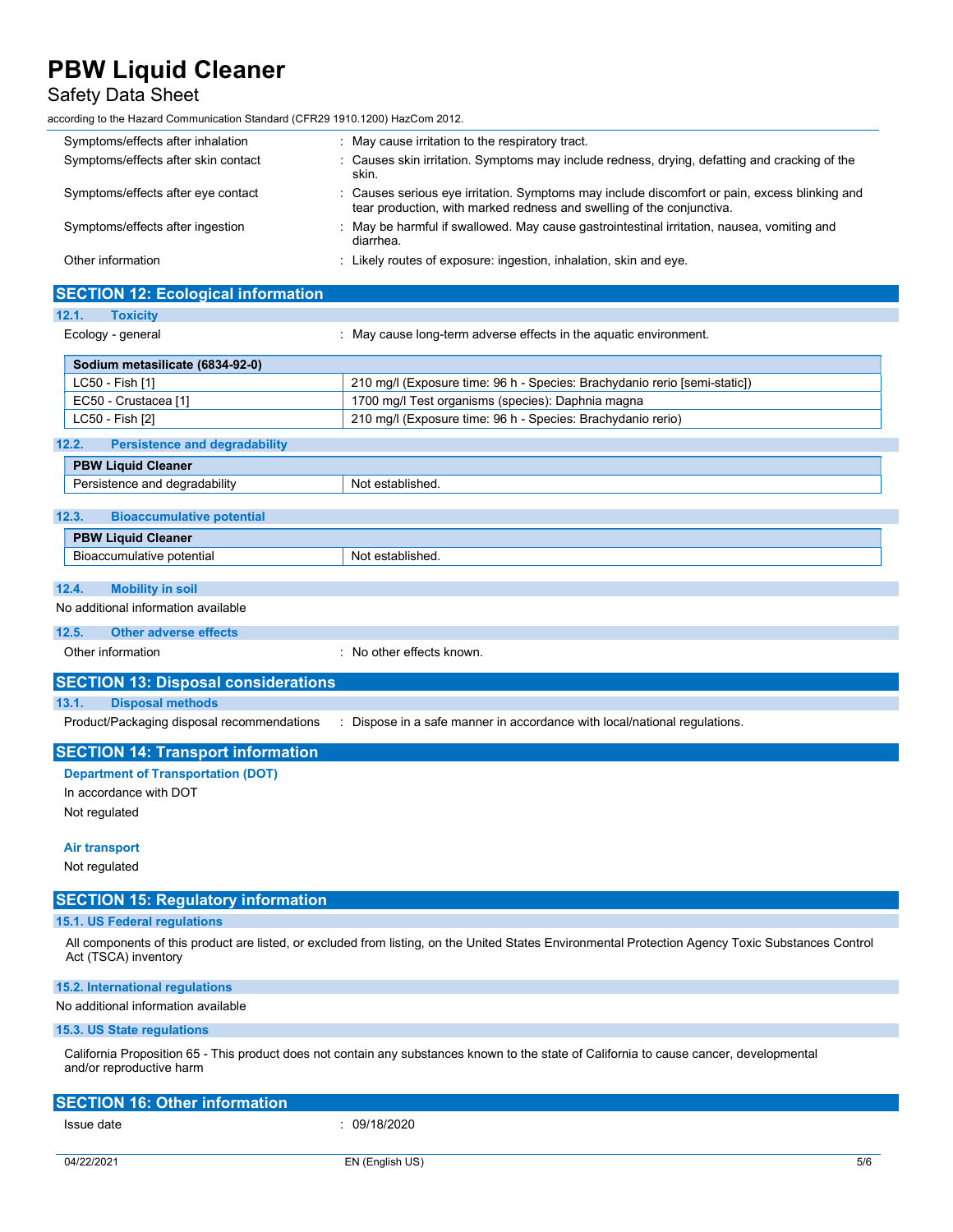| | |
|---|---|
| Symptoms/effects after inhalation | : May cause irritation to the respiratory tract. |
| Symptoms/effects after skin contact | : Causes skin irritation. Symptoms may include redness, drying, defatting and cracking of the skin. |
| Symptoms/effects after eye contact | : Causes serious eye irritation. Symptoms may include discomfort or pain, excess blinking and tear production, with marked redness and swelling of the conjunctiva. |
| Symptoms/effects after ingestion | : May be harmful if swallowed. May cause gastrointestinal irritation, nausea, vomiting and diarrhea. |
| Other information | : Likely routes of exposure: ingestion, inhalation, skin and eye. |

## SECTION 12: Ecological information

### 12.1. Toxicity

Ecology - general : May cause long-term adverse effects in the aquatic environment.

| Sodium metasilicate (6834-92-0) | |
|---|---|
| LC50 - Fish [1] | 210 mg/l (Exposure time: 96 h - Species: Brachydanio rerio [semi-static]) |
| EC50 - Crustacea [1] | 1700 mg/l Test organisms (species): Daphnia magna |
| LC50 - Fish [2] | 210 mg/l (Exposure time: 96 h - Species: Brachydanio rerio) |

### 12.2. Persistence and degradability

| PBW Liquid Cleaner | |
|---|---|
| Persistence and degradability | Not established. |

### 12.3. Bioaccumulative potential

| PBW Liquid Cleaner | |
|---|---|
| Bioaccumulative potential | Not established. |

### 12.4. Mobility in soil

No additional information available

### 12.5. Other adverse effects

Other information : No other effects known.

## SECTION 13: Disposal considerations

### 13.1. Disposal methods

Product/Packaging disposal recommendations : Dispose in a safe manner in accordance with local/national regulations.

## SECTION 14: Transport information

**Department of Transportation (DOT)**

In accordance with DOT

Not regulated

**Air transport**

Not regulated

## SECTION 15: Regulatory information

### 15.1. US Federal regulations

All components of this product are listed, or excluded from listing, on the United States Environmental Protection Agency Toxic Substances Control Act (TSCA) inventory

### 15.2. International regulations

No additional information available

### 15.3. US State regulations

California Proposition 65 - This product does not contain any substances known to the state of California to cause cancer, developmental and/or reproductive harm

## SECTION 16: Other information

Issue date : 09/18/2020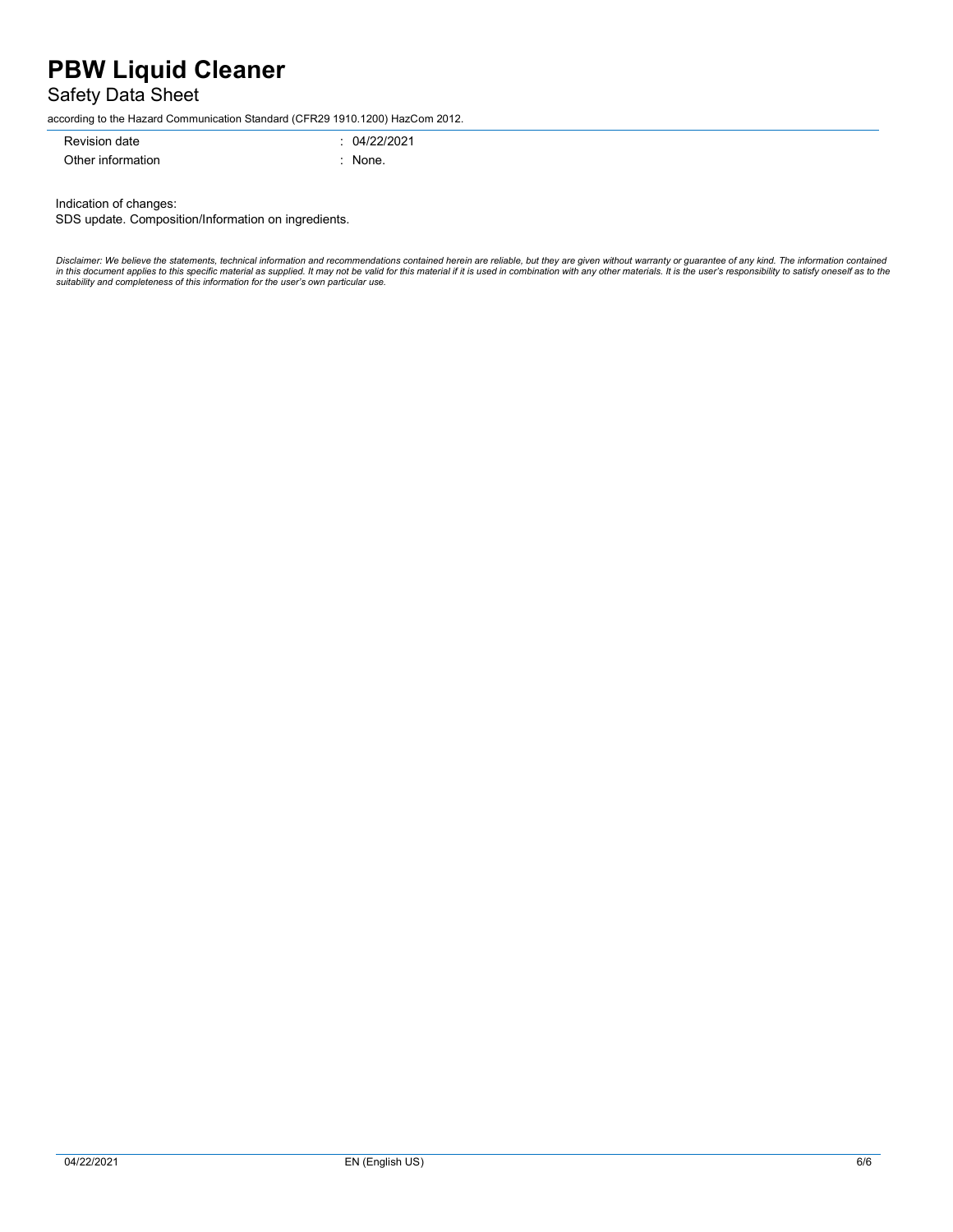| | |
|---|---|
| Revision date | : 04/22/2021 |
| Other information | : None. |

Indication of changes:
SDS update. Composition/Information on ingredients.

*Disclaimer: We believe the statements, technical information and recommendations contained herein are reliable, but they are given without warranty or guarantee of any kind. The information contained in this document applies to this specific material as supplied. It may not be valid for this material if it is used in combination with any other materials. It is the user's responsibility to satisfy oneself as to the suitability and completeness of this information for the user's own particular use.*